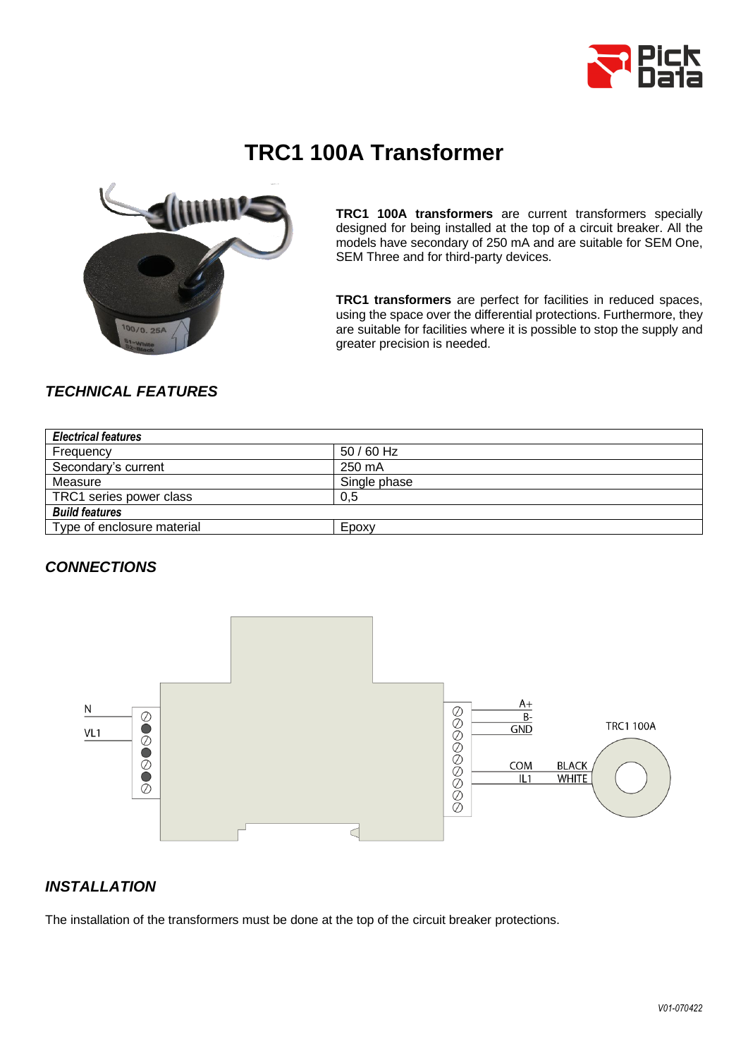# TRC1 100A Transformer

**TRC1 100A transformers** are current transformers specially designed for being installed at the top of a circuit breaker. All the models have secondary of 250 mA and are suitable for SEM One, SEM Three and for third-party devices.

**TRC1 transformers** are perfect for facilities in reduced spaces, using the space over the differential protections. Furthermore, they are suitable for facilities where it is possible to stop the supply and greater precision is needed.

## *TECHNICAL FEATURES*

| ***Electrical features*** | |
|---|---|
| Frequency | 50 / 60 Hz |
| Secondary's current | 250 mA |
| Measure | Single phase |
| TRC1 series power class | 0,5 |
| ***Build features*** | |
| Type of enclosure material | Epoxy |

## *CONNECTIONS*

N
VL1
A+
B-
GND
COM
IL1
BLACK
WHITE
TRC1 100A

## *INSTALLATION*

The installation of the transformers must be done at the top of the circuit breaker protections.

V01-070422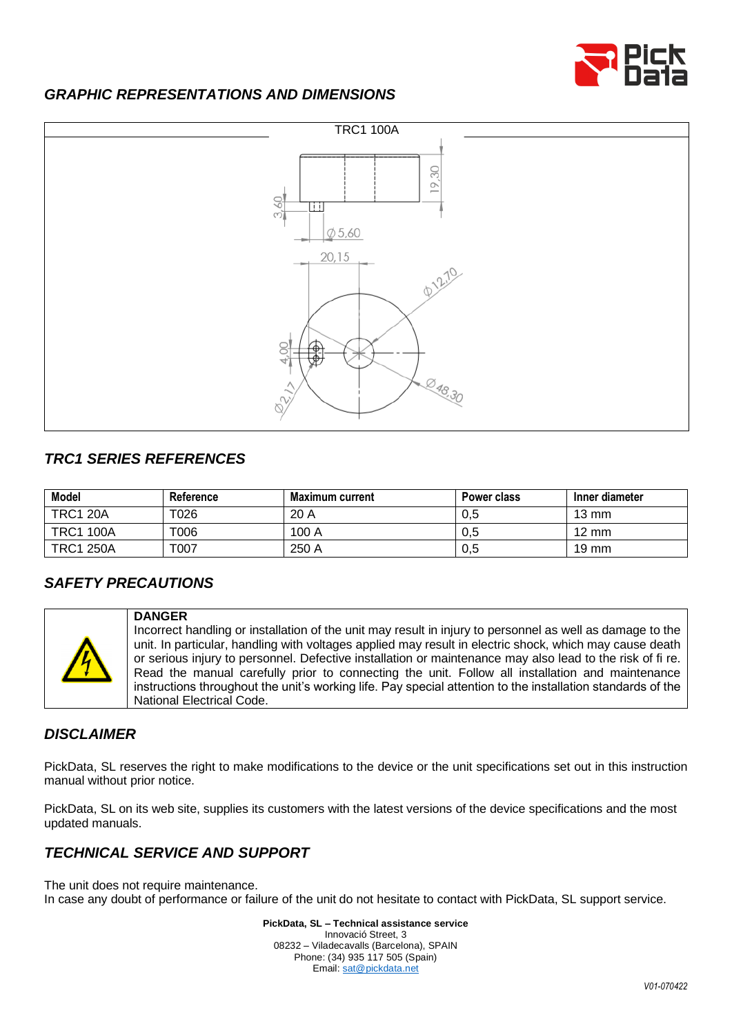## GRAPHIC REPRESENTATIONS AND DIMENSIONS

TRC1 100A

19,30
3,60
Ø 5,60
20,15
Ø 12,70
4,00
Ø 2,17
Ø 48,30

## TRC1 SERIES REFERENCES

| Model | Reference | Maximum current | Power class | Inner diameter |
|---|---|---|---|---|
| TRC1 20A | T026 | 20 A | 0,5 | 13 mm |
| TRC1 100A | T006 | 100 A | 0,5 | 12 mm |
| TRC1 250A | T007 | 250 A | 0,5 | 19 mm |

## SAFETY PRECAUTIONS

**DANGER**
Incorrect handling or installation of the unit may result in injury to personnel as well as damage to the unit. In particular, handling with voltages applied may result in electric shock, which may cause death or serious injury to personnel. Defective installation or maintenance may also lead to the risk of fi re. Read the manual carefully prior to connecting the unit. Follow all installation and maintenance instructions throughout the unit's working life. Pay special attention to the installation standards of the National Electrical Code.

## DISCLAIMER

PickData, SL reserves the right to make modifications to the device or the unit specifications set out in this instruction manual without prior notice.

PickData, SL on its web site, supplies its customers with the latest versions of the device specifications and the most updated manuals.

## TECHNICAL SERVICE AND SUPPORT

The unit does not require maintenance.
In case any doubt of performance or failure of the unit do not hesitate to contact with PickData, SL support service.

**PickData, SL – Technical assistance service**
Innovació Street, 3
08232 – Viladecavalls (Barcelona), SPAIN
Phone: (34) 935 117 505 (Spain)
Email: sat@pickdata.net

V01-070422